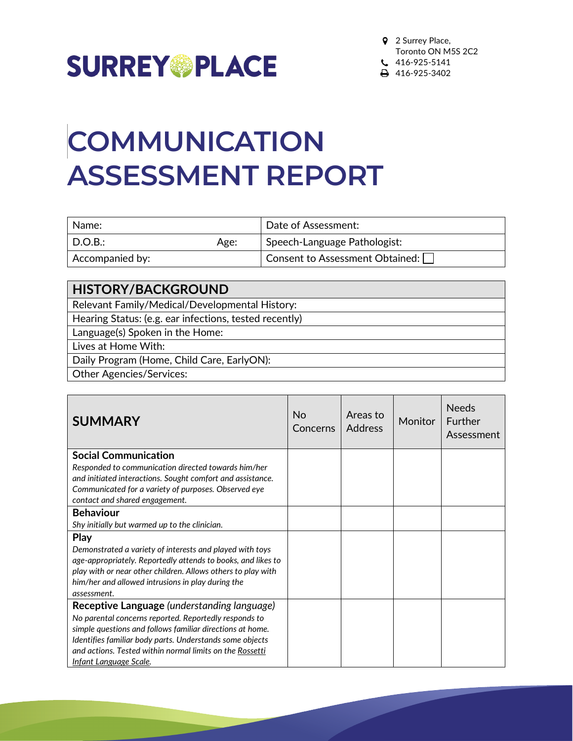**SURREY PLACE**

2 Surrey Place,
Toronto ON M5S 2C2
416-925-5141
416-925-3402

# COMMUNICATION ASSESSMENT REPORT

| Name: | | Date of Assessment: |
|---|---|---|
| D.O.B.: | Age: | Speech-Language Pathologist: |
| Accompanied by: | | Consent to Assessment Obtained: ☐ |

| HISTORY/BACKGROUND |
|---|
| Relevant Family/Medical/Developmental History: |
| Hearing Status: (e.g. ear infections, tested recently) |
| Language(s) Spoken in the Home: |
| Lives at Home With: |
| Daily Program (Home, Child Care, EarlyON): |
| Other Agencies/Services: |

| SUMMARY | No Concerns | Areas to Address | Monitor | Needs Further Assessment |
|---|---|---|---|---|
| **Social Communication**<br>*Responded to communication directed towards him/her and initiated interactions. Sought comfort and assistance. Communicated for a variety of purposes. Observed eye contact and shared engagement.* | | | | |
| **Behaviour**<br>*Shy initially but warmed up to the clinician.* | | | | |
| **Play**<br>*Demonstrated a variety of interests and played with toys age-appropriately. Reportedly attends to books, and likes to play with or near other children. Allows others to play with him/her and allowed intrusions in play during the assessment.* | | | | |
| **Receptive Language** *(understanding language)*<br>*No parental concerns reported. Reportedly responds to simple questions and follows familiar directions at home. Identifies familiar body parts. Understands some objects and actions. Tested within normal limits on the Rossetti Infant Language Scale.* | | | | |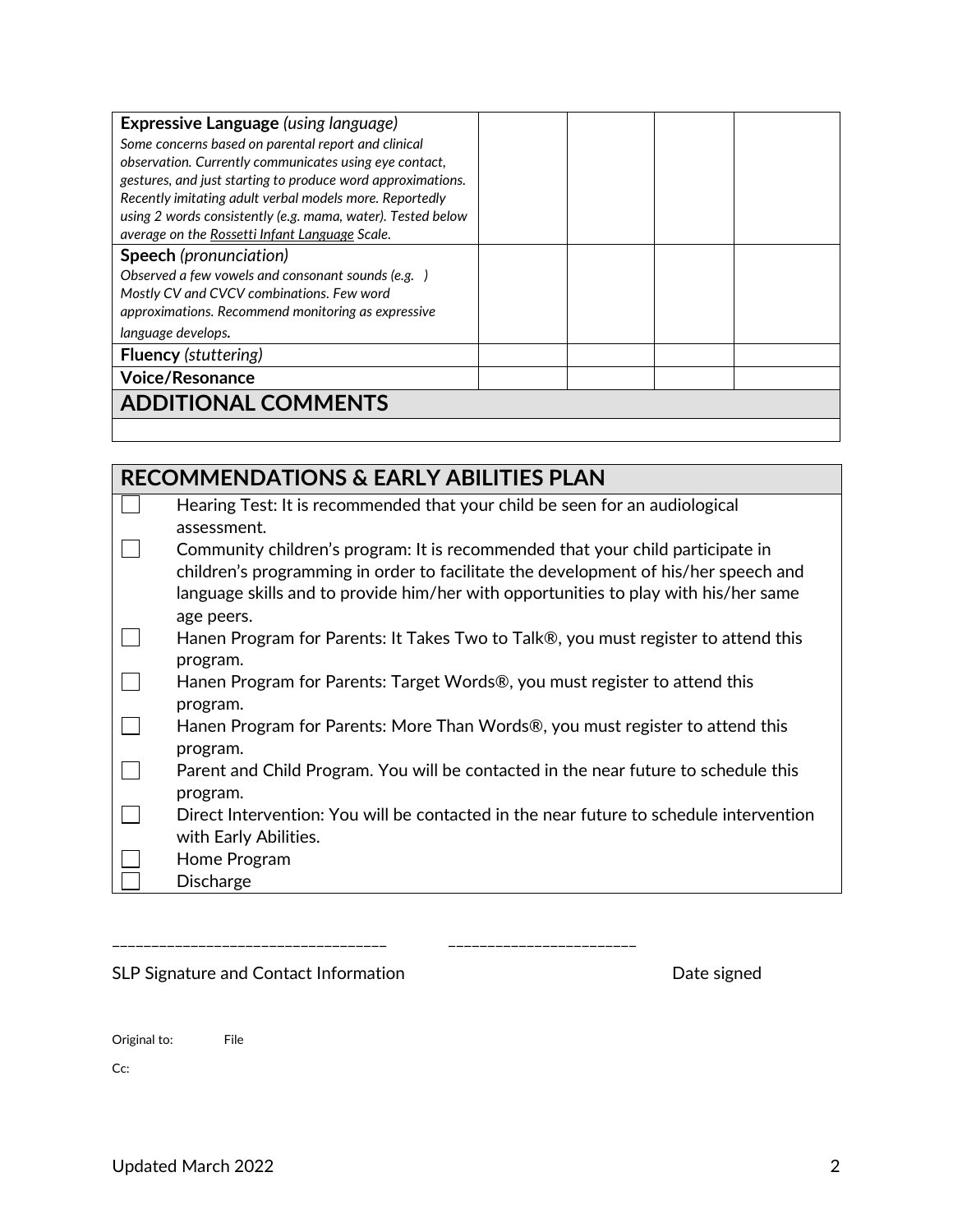| | | | | |
|---|---|---|---|---|
| **Expressive Language** *(using language)*<br>*Some concerns based on parental report and clinical observation. Currently communicates using eye contact, gestures, and just starting to produce word approximations. Recently imitating adult verbal models more. Reportedly using 2 words consistently (e.g. mama, water). Tested below average on the Rossetti Infant Language Scale.* | | | | |
| **Speech** *(pronunciation)*<br>*Observed a few vowels and consonant sounds (e.g. ) Mostly CV and CVCV combinations. Few word approximations. Recommend monitoring as expressive language develops.* | | | | |
| **Fluency** *(stuttering)* | | | | |
| **Voice/Resonance** | | | | |

## ADDITIONAL COMMENTS

## RECOMMENDATIONS & EARLY ABILITIES PLAN

- [ ] Hearing Test: It is recommended that your child be seen for an audiological assessment.
- [ ] Community children's program: It is recommended that your child participate in children's programming in order to facilitate the development of his/her speech and language skills and to provide him/her with opportunities to play with his/her same age peers.
- [ ] Hanen Program for Parents: It Takes Two to Talk®, you must register to attend this program.
- [ ] Hanen Program for Parents: Target Words®, you must register to attend this program.
- [ ] Hanen Program for Parents: More Than Words®, you must register to attend this program.
- [ ] Parent and Child Program. You will be contacted in the near future to schedule this program.
- [ ] Direct Intervention: You will be contacted in the near future to schedule intervention with Early Abilities.
- [ ] Home Program
- [ ] Discharge

___________________________________ ________________________

SLP Signature and Contact Information Date signed

Original to: File

Cc:

Updated March 2022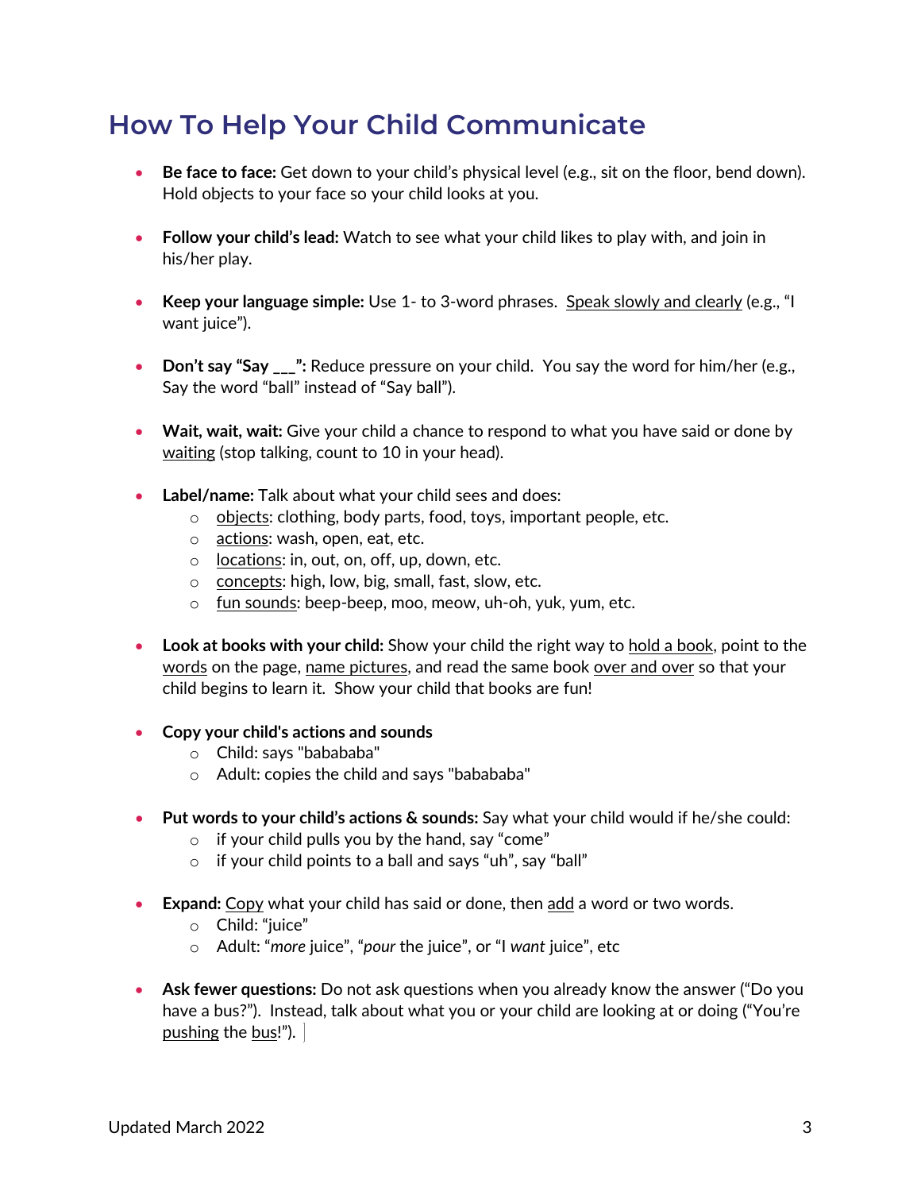# How To Help Your Child Communicate

- **Be face to face:** Get down to your child's physical level (e.g., sit on the floor, bend down). Hold objects to your face so your child looks at you.

- **Follow your child's lead:** Watch to see what your child likes to play with, and join in his/her play.

- **Keep your language simple:** Use 1- to 3-word phrases. <u>Speak slowly and clearly</u> (e.g., "I want juice").

- **Don't say "Say ___":** Reduce pressure on your child. You say the word for him/her (e.g., Say the word "ball" instead of "Say ball").

- **Wait, wait, wait:** Give your child a chance to respond to what you have said or done by <u>waiting</u> (stop talking, count to 10 in your head).

- **Label/name:** Talk about what your child sees and does:
  - <u>objects</u>: clothing, body parts, food, toys, important people, etc.
  - <u>actions</u>: wash, open, eat, etc.
  - <u>locations</u>: in, out, on, off, up, down, etc.
  - <u>concepts</u>: high, low, big, small, fast, slow, etc.
  - <u>fun sounds</u>: beep-beep, moo, meow, uh-oh, yuk, yum, etc.

- **Look at books with your child:** Show your child the right way to <u>hold a book</u>, point to the <u>words</u> on the page, <u>name pictures</u>, and read the same book <u>over and over</u> so that your child begins to learn it. Show your child that books are fun!

- **Copy your child's actions and sounds**
  - Child: says "babababa"
  - Adult: copies the child and says "babababa"

- **Put words to your child's actions & sounds:** Say what your child would if he/she could:
  - if your child pulls you by the hand, say "come"
  - if your child points to a ball and says "uh", say "ball"

- **Expand:** <u>Copy</u> what your child has said or done, then <u>add</u> a word or two words.
  - Child: "juice"
  - Adult: "*more* juice", "*pour* the juice", or "I *want* juice", etc

- **Ask fewer questions:** Do not ask questions when you already know the answer ("Do you have a bus?"). Instead, talk about what you or your child are looking at or doing ("You're <u>pushing</u> the <u>bus</u>!").

Updated March 2022